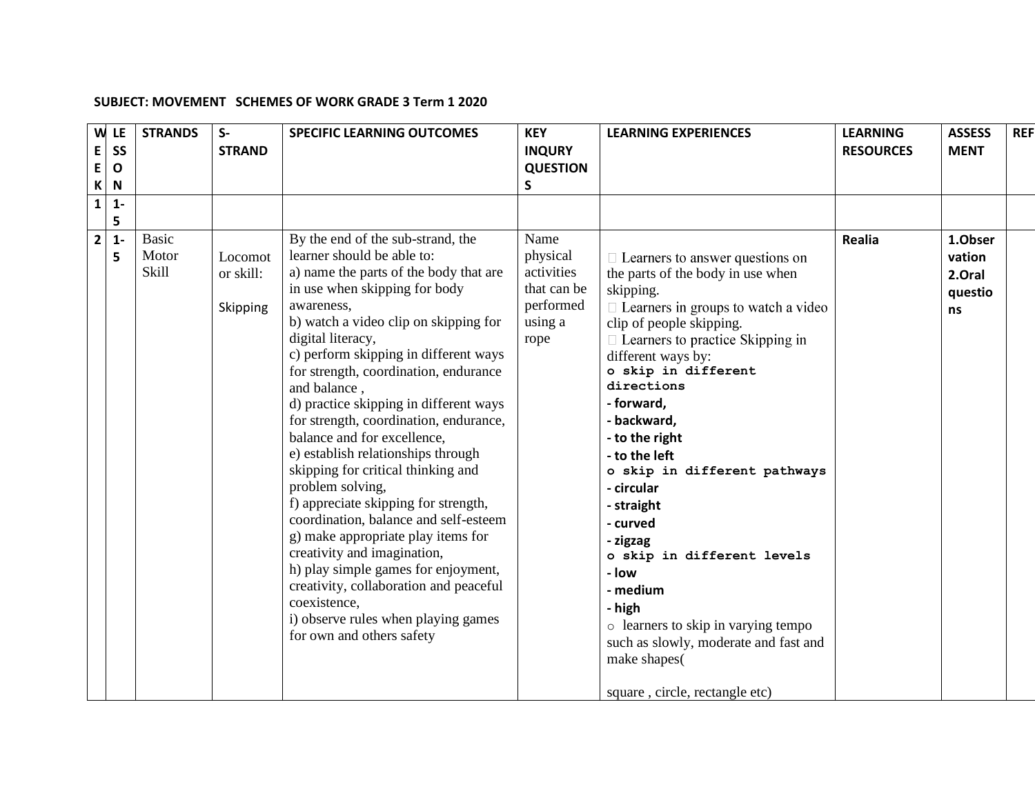**SUBJECT: MOVEMENT SCHEMES OF WORK GRADE 3 Term 1 2020**

| WEEK | LESSON | STRANDS | S-STRAND | SPECIFIC LEARNING OUTCOMES | KEY INQURY QUESTIONS | LEARNING EXPERIENCES | LEARNING RESOURCES | ASSESSMENT | REF |
|---|---|---|---|---|---|---|---|---|---|
| 1 | 1-5 | | | | | | | | |
| 2 | 1-5 | Basic Motor Skill | Locomotor skill: Skipping | By the end of the sub-strand, the learner should be able to:<br>a) name the parts of the body that are in use when skipping for body awareness,<br>b) watch a video clip on skipping for digital literacy,<br>c) perform skipping in different ways for strength, coordination, endurance and balance ,<br>d) practice skipping in different ways for strength, coordination, endurance, balance and for excellence,<br>e) establish relationships through skipping for critical thinking and problem solving,<br>f) appreciate skipping for strength, coordination, balance and self-esteem<br>g) make appropriate play items for creativity and imagination,<br>h) play simple games for enjoyment, creativity, collaboration and peaceful coexistence,<br>i) observe rules when playing games for own and others safety | Name physical activities that can be performed using a rope | Learners to answer questions on the parts of the body in use when skipping.<br>Learners in groups to watch a video clip of people skipping.<br>Learners to practice Skipping in different ways by:<br>o skip in different directions<br>**- forward,**<br>**- backward,**<br>**- to the right**<br>**- to the left**<br>o skip in different pathways<br>**- circular**<br>**- straight**<br>**- curved**<br>**- zigzag**<br>o skip in different levels<br>**- low**<br>**- medium**<br>**- high**<br>o learners to skip in varying tempo such as slowly, moderate and fast and make shapes(<br><br>square , circle, rectangle etc) | **Realia** | **1.Observation**<br>**2.Oral questions** | |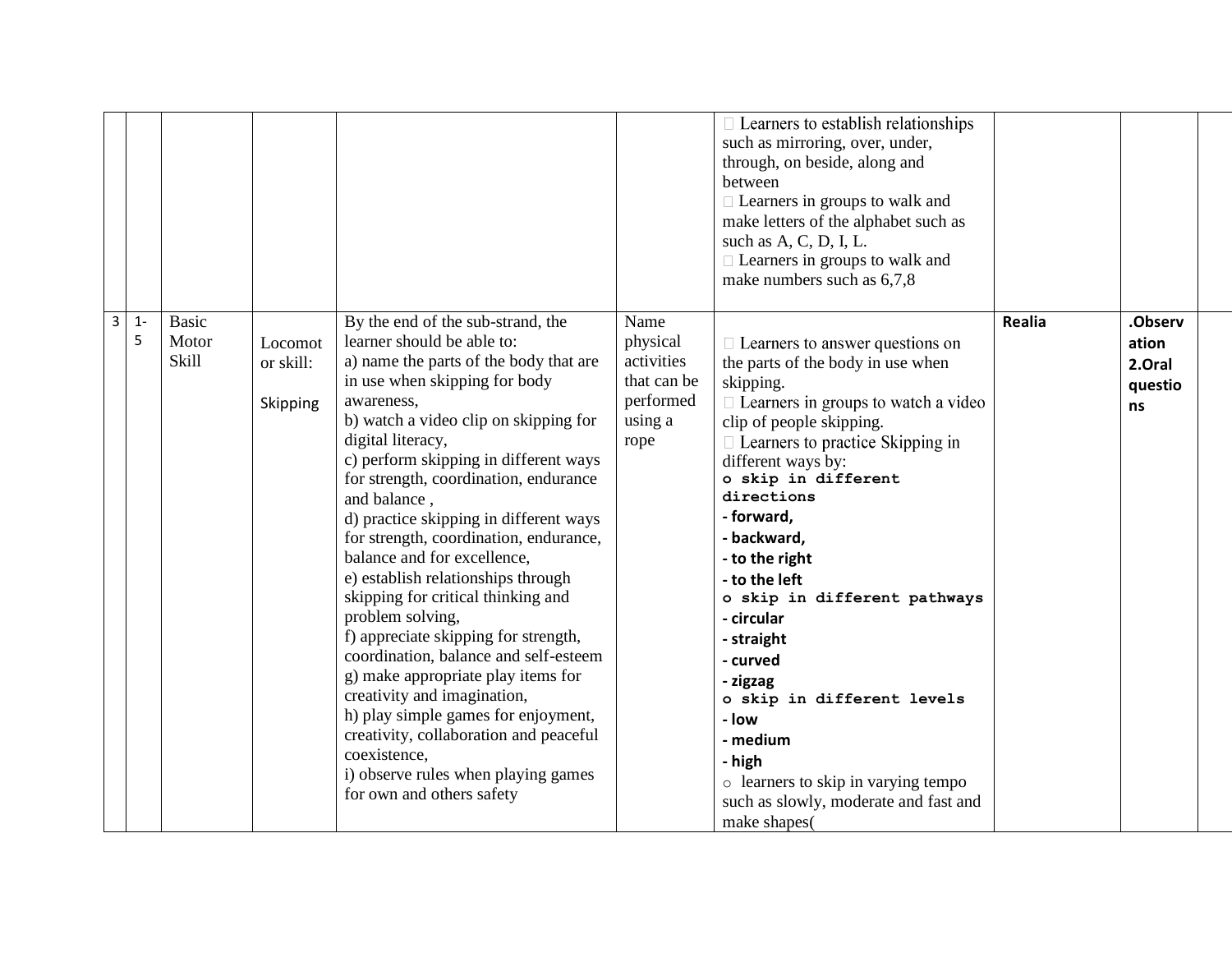| | | | | | | | | | |
|---|---|---|---|---|---|---|---|---|---|
| | | | | | | □ Learners to establish relationships such as mirroring, over, under, through, on beside, along and between<br>□ Learners in groups to walk and make letters of the alphabet such as such as A, C, D, I, L.<br>□ Learners in groups to walk and make numbers such as 6,7,8 | | | |
| 3 | 1-5 | Basic Motor Skill | Locomotor skill:<br><br>Skipping | By the end of the sub-strand, the learner should be able to:<br>a) name the parts of the body that are in use when skipping for body awareness,<br>b) watch a video clip on skipping for digital literacy,<br>c) perform skipping in different ways for strength, coordination, endurance and balance ,<br>d) practice skipping in different ways for strength, coordination, endurance, balance and for excellence,<br>e) establish relationships through skipping for critical thinking and problem solving,<br>f) appreciate skipping for strength, coordination, balance and self-esteem<br>g) make appropriate play items for creativity and imagination,<br>h) play simple games for enjoyment, creativity, collaboration and peaceful coexistence,<br>i) observe rules when playing games for own and others safety | Name physical activities that can be performed using a rope | □ Learners to answer questions on the parts of the body in use when skipping.<br>□ Learners in groups to watch a video clip of people skipping.<br>□ Learners to practice Skipping in different ways by:<br>o **skip in different directions**<br>**- forward,**<br>**- backward,**<br>**- to the right**<br>**- to the left**<br>o **skip in different pathways**<br>**- circular**<br>**- straight**<br>**- curved**<br>**- zigzag**<br>o **skip in different levels**<br>**- low**<br>**- medium**<br>**- high**<br>o learners to skip in varying tempo such as slowly, moderate and fast and make shapes( | **Realia** | **.Observation**<br>**2.Oral questions** | |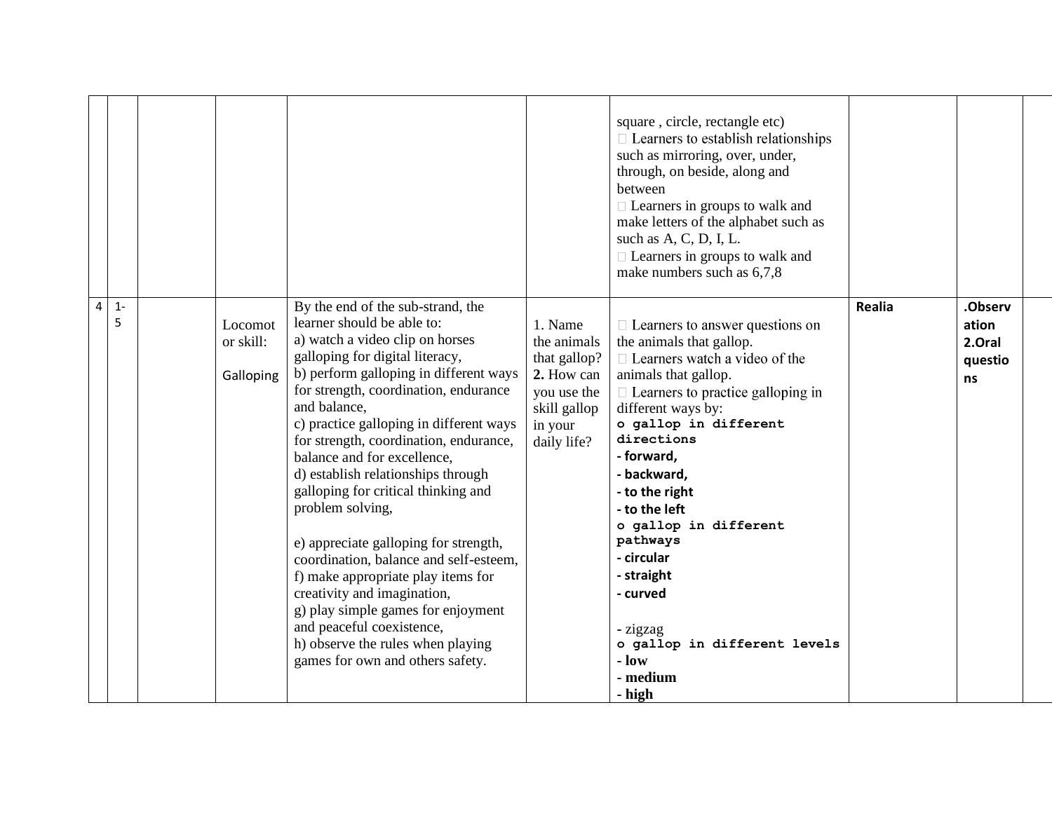| | | | | | | | | | |
|---|---|---|---|---|---|---|---|---|---|
| | | | | | | square , circle, rectangle etc)<br> Learners to establish relationships such as mirroring, over, under, through, on beside, along and between<br> Learners in groups to walk and make letters of the alphabet such as such as A, C, D, I, L.<br> Learners in groups to walk and make numbers such as 6,7,8 | | | |
| 4 | 1-5 | | Locomotor skill:<br><br>Galloping | By the end of the sub-strand, the learner should be able to:<br>a) watch a video clip on horses galloping for digital literacy,<br>b) perform galloping in different ways for strength, coordination, endurance and balance,<br>c) practice galloping in different ways for strength, coordination, endurance, balance and for excellence,<br>d) establish relationships through galloping for critical thinking and problem solving,<br><br>e) appreciate galloping for strength, coordination, balance and self-esteem,<br>f) make appropriate play items for creativity and imagination,<br>g) play simple games for enjoyment and peaceful coexistence,<br>h) observe the rules when playing games for own and others safety. | 1. Name the animals that gallop?<br>**2.** How can you use the skill gallop in your daily life? |  Learners to answer questions on the animals that gallop.<br> Learners watch a video of the animals that gallop.<br> Learners to practice galloping in different ways by:<br>**o gallop in different directions**<br>**- forward,**<br>**- backward,**<br>**- to the right**<br>**- to the left**<br>**o gallop in different pathways**<br>**- circular**<br>**- straight**<br>**- curved**<br><br>- zigzag<br>**o gallop in different levels**<br>**- low**<br>**- medium**<br>**- high** | **Realia** | **.Observation**<br>**2.Oral questions** | |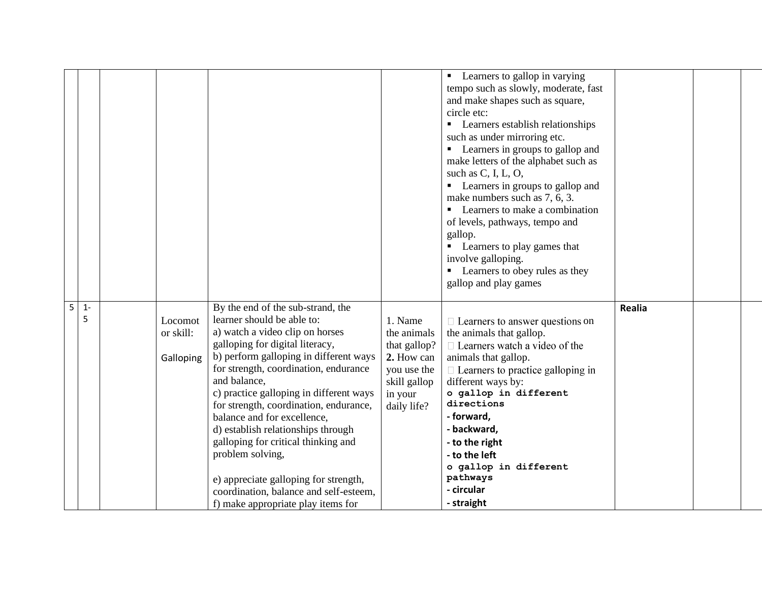| | | | | | | | | | |
|---|---|---|---|---|---|---|---|---|---|
| | | | | | | ▪ Learners to gallop in varying tempo such as slowly, moderate, fast and make shapes such as square, circle etc:<br>▪ Learners establish relationships such as under mirroring etc.<br>▪ Learners in groups to gallop and make letters of the alphabet such as such as C, I, L, O,<br>▪ Learners in groups to gallop and make numbers such as 7, 6, 3.<br>▪ Learners to make a combination of levels, pathways, tempo and gallop.<br>▪ Learners to play games that involve galloping.<br>▪ Learners to obey rules as they gallop and play games | | | |
| 5 | 1-5 | | Locomotor skill:<br><br>Galloping | By the end of the sub-strand, the learner should be able to:<br>a) watch a video clip on horses galloping for digital literacy,<br>b) perform galloping in different ways for strength, coordination, endurance and balance,<br>c) practice galloping in different ways for strength, coordination, endurance, balance and for excellence,<br>d) establish relationships through galloping for critical thinking and problem solving,<br><br>e) appreciate galloping for strength, coordination, balance and self-esteem,<br>f) make appropriate play items for | 1. Name the animals that gallop?<br>**2.** How can you use the skill gallop in your daily life? | Learners to answer questions on the animals that gallop.<br>Learners watch a video of the animals that gallop.<br>Learners to practice galloping in different ways by:<br>**o gallop in different directions**<br>**- forward,**<br>**- backward,**<br>**- to the right**<br>**- to the left**<br>**o gallop in different pathways**<br>**- circular**<br>**- straight** | **Realia** | | |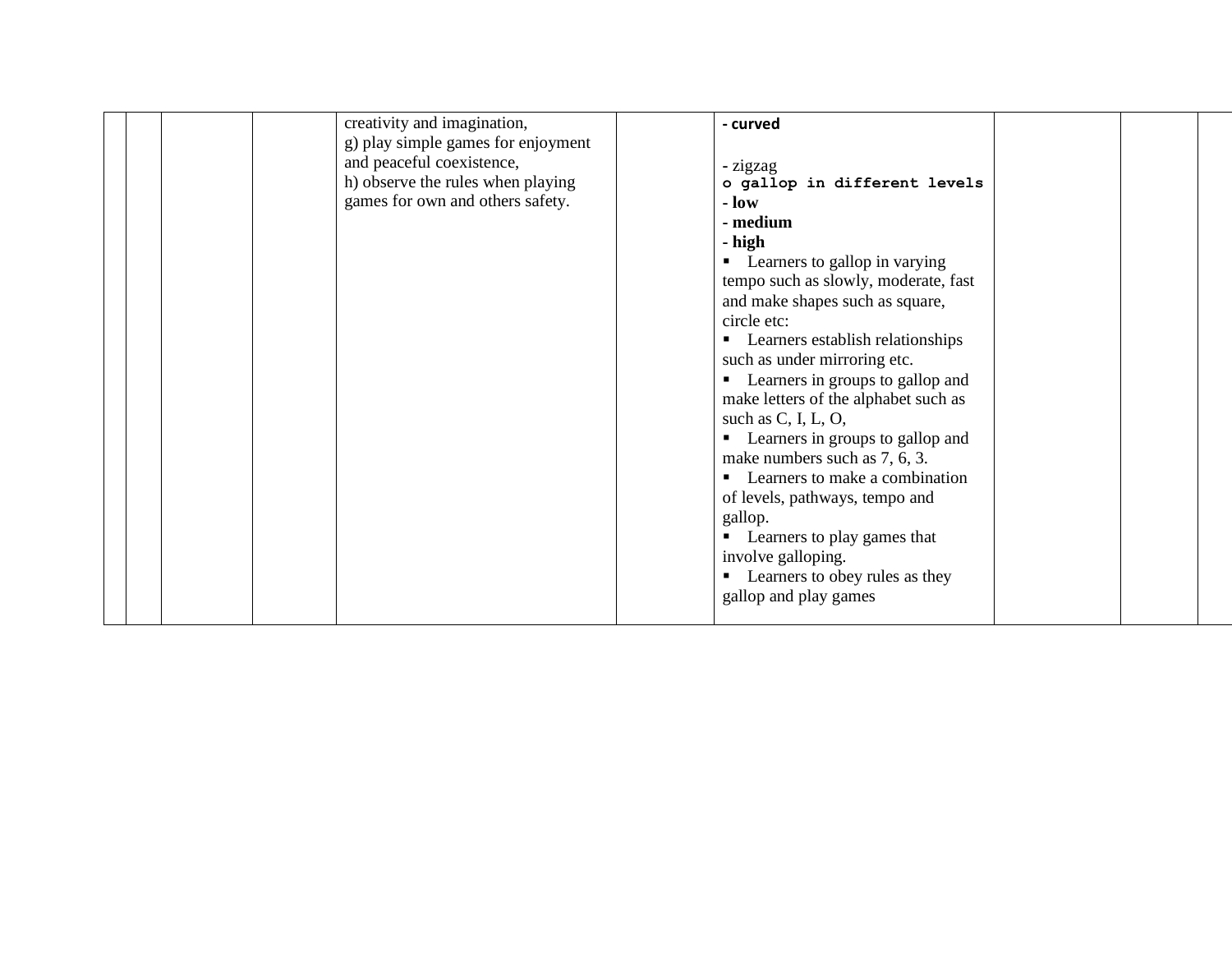|  |  |  |  | creativity and imagination,<br>g) play simple games for enjoyment and peaceful coexistence,<br>h) observe the rules when playing games for own and others safety. |  | **- curved**<br><br>- zigzag<br>**o gallop in different levels**<br>**- low**<br>**- medium**<br>**- high**<br>▪ Learners to gallop in varying tempo such as slowly, moderate, fast and make shapes such as square, circle etc:<br>▪ Learners establish relationships such as under mirroring etc.<br>▪ Learners in groups to gallop and make letters of the alphabet such as such as C, I, L, O,<br>▪ Learners in groups to gallop and make numbers such as 7, 6, 3.<br>▪ Learners to make a combination of levels, pathways, tempo and gallop.<br>▪ Learners to play games that involve galloping.<br>▪ Learners to obey rules as they gallop and play games |  |  |  |
|---|---|---|---|---|---|---|---|---|---|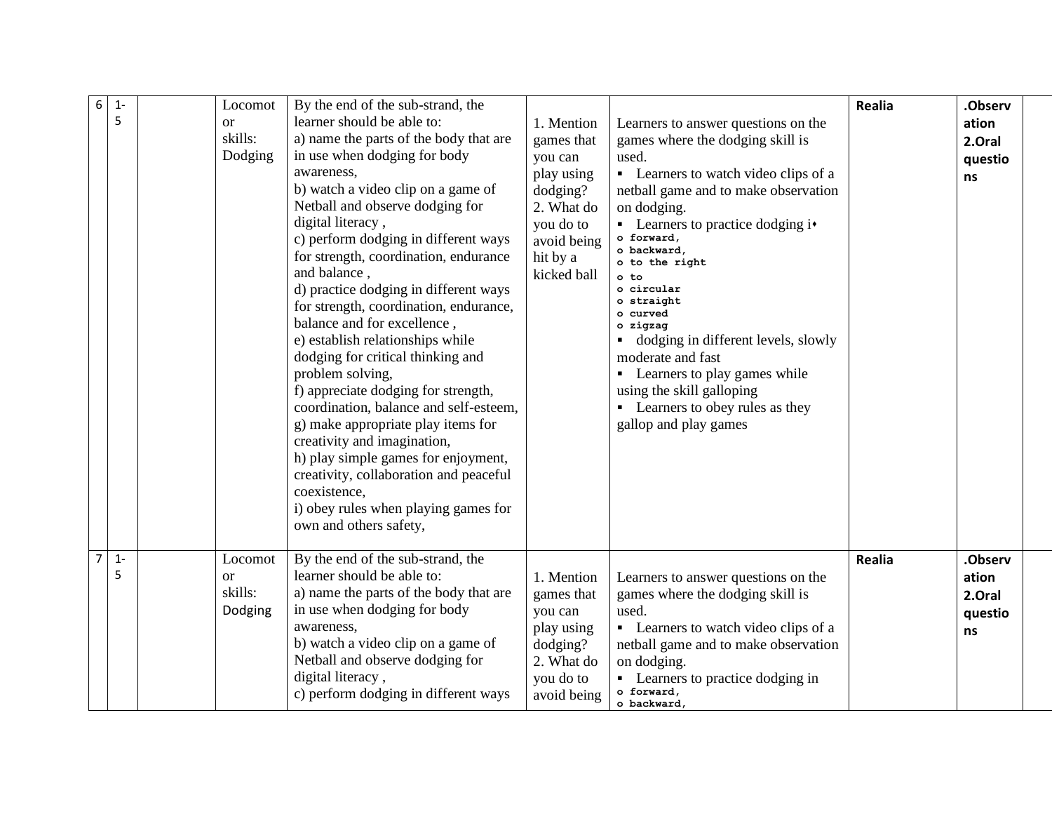| 6 | 1-5 | | Locomotor skills: Dodging | By the end of the sub-strand, the learner should be able to:<br>a) name the parts of the body that are in use when dodging for body awareness,<br>b) watch a video clip on a game of Netball and observe dodging for digital literacy ,<br>c) perform dodging in different ways for strength, coordination, endurance and balance ,<br>d) practice dodging in different ways for strength, coordination, endurance, balance and for excellence ,<br>e) establish relationships while dodging for critical thinking and problem solving,<br>f) appreciate dodging for strength, coordination, balance and self-esteem,<br>g) make appropriate play items for creativity and imagination,<br>h) play simple games for enjoyment, creativity, collaboration and peaceful coexistence,<br>i) obey rules when playing games for own and others safety, | 1. Mention games that you can play using dodging?<br>2. What do you do to avoid being hit by a kicked ball | Learners to answer questions on the games where the dodging skill is used.<br>▪ Learners to watch video clips of a netball game and to make observation on dodging.<br>▪ Learners to practice dodging i⬩<br>o forward,<br>o backward,<br>o to the right<br>o to<br>o circular<br>o straight<br>o curved<br>o zigzag<br>▪ dodging in different levels, slowly moderate and fast<br>▪ Learners to play games while using the skill galloping<br>▪ Learners to obey rules as they gallop and play games | **Realia** | **.Observation**<br>**2.Oral questions** | |
|---|---|---|---|---|---|---|---|---|---|
| 7 | 1-5 | | Locomotor skills: Dodging | By the end of the sub-strand, the learner should be able to:<br>a) name the parts of the body that are in use when dodging for body awareness,<br>b) watch a video clip on a game of Netball and observe dodging for digital literacy ,<br>c) perform dodging in different ways | 1. Mention games that you can play using dodging?<br>2. What do you do to avoid being | Learners to answer questions on the games where the dodging skill is used.<br>▪ Learners to watch video clips of a netball game and to make observation on dodging.<br>▪ Learners to practice dodging in<br>o forward,<br>o backward, | **Realia** | **.Observation**<br>**2.Oral questions** | |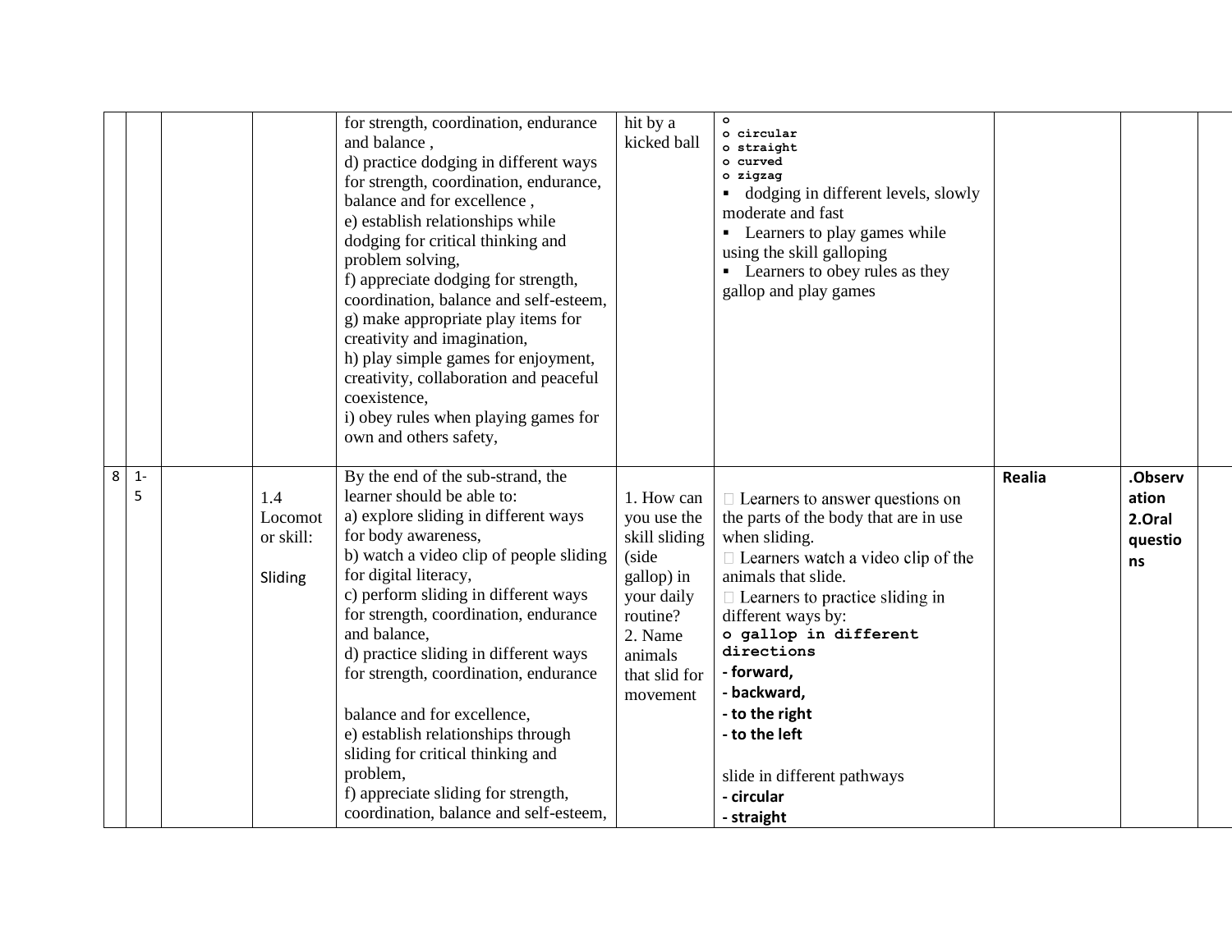| | | | | | | | | | |
|---|---|---|---|---|---|---|---|---|---|
| | | | | for strength, coordination, endurance and balance ,<br>d) practice dodging in different ways for strength, coordination, endurance, balance and for excellence ,<br>e) establish relationships while dodging for critical thinking and problem solving,<br>f) appreciate dodging for strength, coordination, balance and self-esteem,<br>g) make appropriate play items for creativity and imagination,<br>h) play simple games for enjoyment, creativity, collaboration and peaceful coexistence,<br>i) obey rules when playing games for own and others safety, | hit by a kicked ball | o<br>o circular<br>o straight<br>o curved<br>o zigzag<br>▪ dodging in different levels, slowly moderate and fast<br>▪ Learners to play games while using the skill galloping<br>▪ Learners to obey rules as they gallop and play games | | | |
| 8 | 1-5 | | 1.4 Locomotor skill:<br><br>Sliding | By the end of the sub-strand, the learner should be able to:<br>a) explore sliding in different ways for body awareness,<br>b) watch a video clip of people sliding for digital literacy,<br>c) perform sliding in different ways for strength, coordination, endurance and balance,<br>d) practice sliding in different ways for strength, coordination, endurance<br><br>balance and for excellence,<br>e) establish relationships through sliding for critical thinking and problem,<br>f) appreciate sliding for strength, coordination, balance and self-esteem, | 1. How can you use the skill sliding (side gallop) in your daily routine?<br>2. Name animals that slid for movement | Learners to answer questions on the parts of the body that are in use when sliding.<br>Learners watch a video clip of the animals that slide.<br>Learners to practice sliding in different ways by:<br>o gallop in different directions<br>- forward,<br>- backward,<br>- to the right<br>- to the left<br><br>slide in different pathways<br>- circular<br>- straight | Realia | .Observation<br>2.Oral questions | |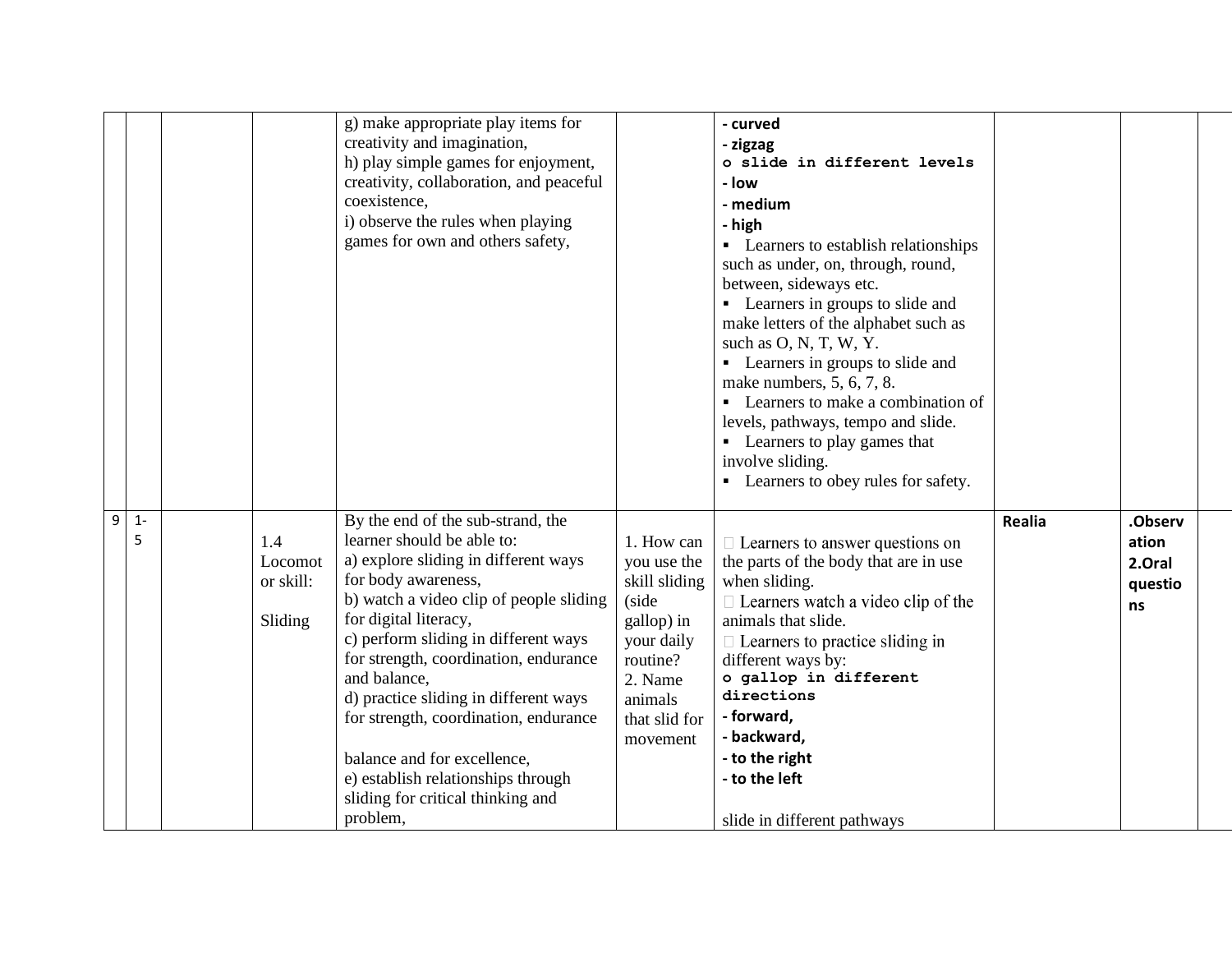|  |  |  |  |  |  |  |  |  |  |
|---|---|---|---|---|---|---|---|---|---|
|  |  |  |  | g) make appropriate play items for creativity and imagination,<br>h) play simple games for enjoyment, creativity, collaboration, and peaceful coexistence,<br>i) observe the rules when playing games for own and others safety, |  | **- curved**<br>**- zigzag**<br>**o slide in different levels**<br>**- low**<br>**- medium**<br>**- high**<br>▪ Learners to establish relationships such as under, on, through, round, between, sideways etc.<br>▪ Learners in groups to slide and make letters of the alphabet such as such as O, N, T, W, Y.<br>▪ Learners in groups to slide and make numbers, 5, 6, 7, 8.<br>▪ Learners to make a combination of levels, pathways, tempo and slide.<br>▪ Learners to play games that involve sliding.<br>▪ Learners to obey rules for safety. |  |  |  |
| 9 | 1-5 |  | 1.4 Locomotor skill:<br><br>Sliding | By the end of the sub-strand, the learner should be able to:<br>a) explore sliding in different ways for body awareness,<br>b) watch a video clip of people sliding for digital literacy,<br>c) perform sliding in different ways for strength, coordination, endurance and balance,<br>d) practice sliding in different ways for strength, coordination, endurance<br><br>balance and for excellence,<br>e) establish relationships through sliding for critical thinking and problem, | 1. How can you use the skill sliding (side gallop) in your daily routine?<br>2. Name animals that slid for movement | Learners to answer questions on the parts of the body that are in use when sliding.<br>Learners watch a video clip of the animals that slide.<br>Learners to practice sliding in different ways by:<br>**o gallop in different directions**<br>**- forward,**<br>**- backward,**<br>**- to the right**<br>**- to the left**<br><br>slide in different pathways | **Realia** | **.Observation**<br>**2.Oral questions** |  |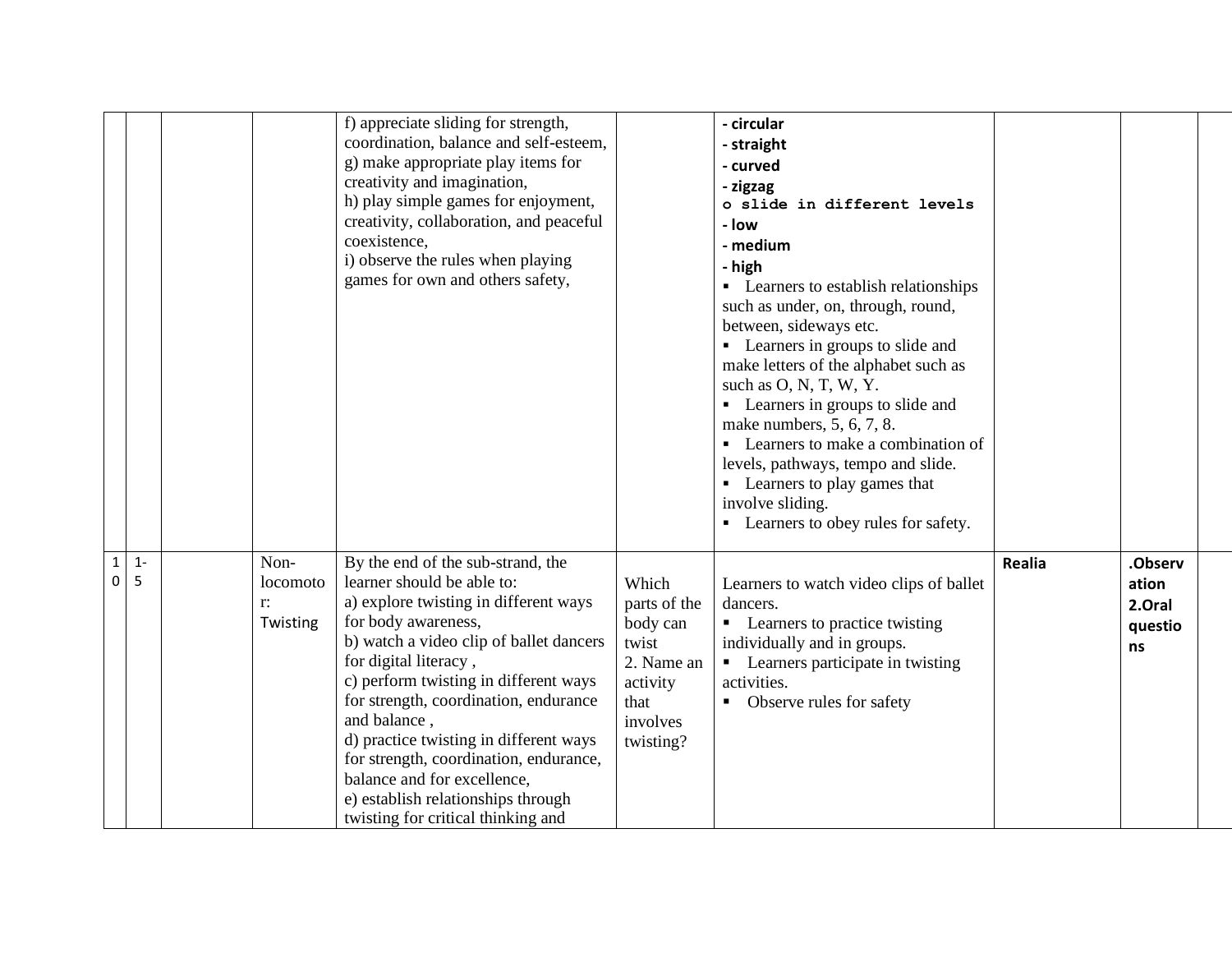| | | | | | | | | | |
|---|---|---|---|---|---|---|---|---|---|
| | | | | f) appreciate sliding for strength, coordination, balance and self-esteem,<br>g) make appropriate play items for creativity and imagination,<br>h) play simple games for enjoyment, creativity, collaboration, and peaceful coexistence,<br>i) observe the rules when playing games for own and others safety, | | **- circular**<br>**- straight**<br>**- curved**<br>**- zigzag**<br>**o slide in different levels**<br>**- low**<br>**- medium**<br>**- high**<br>▪ Learners to establish relationships such as under, on, through, round, between, sideways etc.<br>▪ Learners in groups to slide and make letters of the alphabet such as such as O, N, T, W, Y.<br>▪ Learners in groups to slide and make numbers, 5, 6, 7, 8.<br>▪ Learners to make a combination of levels, pathways, tempo and slide.<br>▪ Learners to play games that involve sliding.<br>▪ Learners to obey rules for safety. | | | |
| 10 | 1-5 | | Non-locomotor: Twisting | By the end of the sub-strand, the learner should be able to:<br>a) explore twisting in different ways for body awareness,<br>b) watch a video clip of ballet dancers for digital literacy ,<br>c) perform twisting in different ways for strength, coordination, endurance and balance ,<br>d) practice twisting in different ways for strength, coordination, endurance, balance and for excellence,<br>e) establish relationships through twisting for critical thinking and | Which parts of the body can twist<br>2. Name an activity that involves twisting? | Learners to watch video clips of ballet dancers.<br>▪ Learners to practice twisting individually and in groups.<br>▪ Learners participate in twisting activities.<br>▪ Observe rules for safety | **Realia** | **.Observation**<br>**2.Oral questions** | |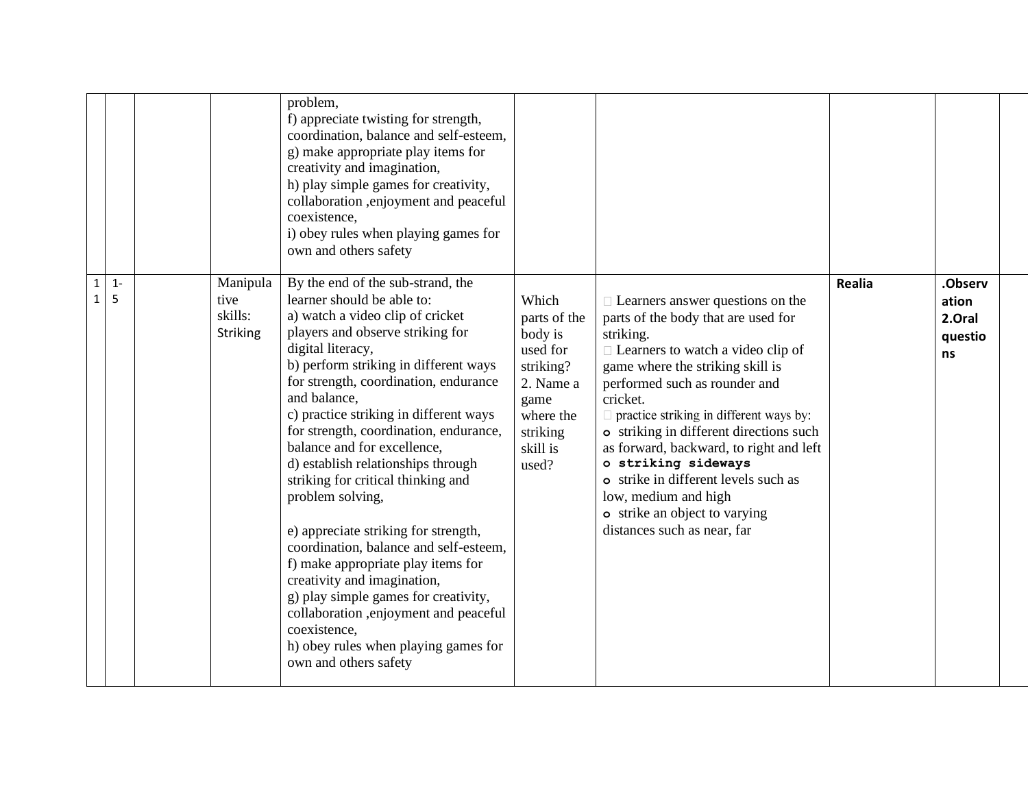| | | | | | | | | | |
|---|---|---|---|---|---|---|---|---|---|
| | | | | problem,<br>f) appreciate twisting for strength, coordination, balance and self-esteem,<br>g) make appropriate play items for creativity and imagination,<br>h) play simple games for creativity, collaboration ,enjoyment and peaceful coexistence,<br>i) obey rules when playing games for own and others safety | | | | | |
| 1<br>1 | 1-<br>5 | | Manipulative skills: Striking | By the end of the sub-strand, the learner should be able to:<br>a) watch a video clip of cricket players and observe striking for digital literacy,<br>b) perform striking in different ways for strength, coordination, endurance and balance,<br>c) practice striking in different ways for strength, coordination, endurance, balance and for excellence,<br>d) establish relationships through striking for critical thinking and problem solving,<br><br>e) appreciate striking for strength, coordination, balance and self-esteem,<br>f) make appropriate play items for creativity and imagination,<br>g) play simple games for creativity, collaboration ,enjoyment and peaceful coexistence,<br>h) obey rules when playing games for own and others safety | Which parts of the body is used for striking?<br>2. Name a game where the striking skill is used? | Learners answer questions on the parts of the body that are used for striking.<br>Learners to watch a video clip of game where the striking skill is performed such as rounder and cricket.<br>practice striking in different ways by:<br>o striking in different directions such as forward, backward, to right and left<br>o **striking sideways**<br>o strike in different levels such as low, medium and high<br>o strike an object to varying distances such as near, far | **Realia** | **.Observation<br>2.Oral questions** | |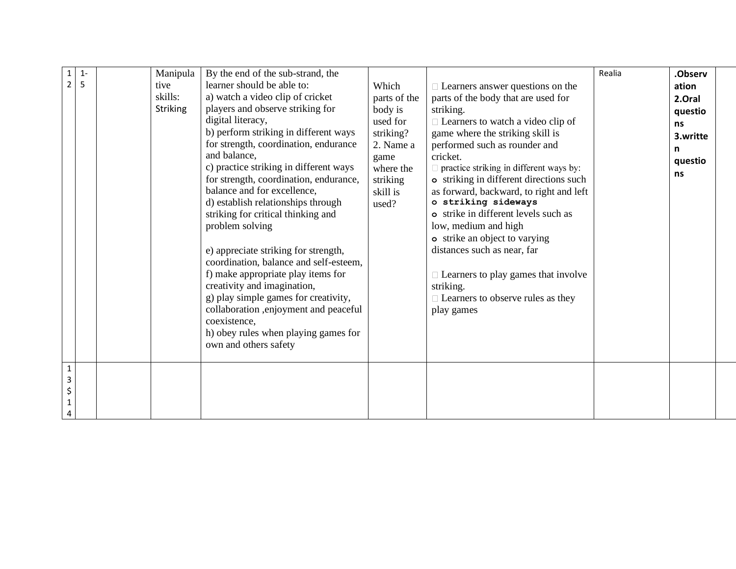| | | | | | | | | | |
|---|---|---|---|---|---|---|---|---|---|
| 12 | 1-5 | | Manipulative skills: Striking | By the end of the sub-strand, the learner should be able to:<br>a) watch a video clip of cricket players and observe striking for digital literacy,<br>b) perform striking in different ways for strength, coordination, endurance and balance,<br>c) practice striking in different ways for strength, coordination, endurance, balance and for excellence,<br>d) establish relationships through striking for critical thinking and problem solving<br><br>e) appreciate striking for strength, coordination, balance and self-esteem,<br>f) make appropriate play items for creativity and imagination,<br>g) play simple games for creativity, collaboration ,enjoyment and peaceful coexistence,<br>h) obey rules when playing games for own and others safety | Which parts of the body is used for striking?<br>2. Name a game where the striking skill is used? | Learners answer questions on the parts of the body that are used for striking.<br>Learners to watch a video clip of game where the striking skill is performed such as rounder and cricket.<br>practice striking in different ways by:<br>o striking in different directions such as forward, backward, to right and left<br>o striking sideways<br>o strike in different levels such as low, medium and high<br>o strike an object to varying distances such as near, far<br><br>Learners to play games that involve striking.<br>Learners to observe rules as they play games | Realia | **.Observation<br>2.Oral questions<br>3.written questions** | |
| 13$14 | | | | | | | | | |